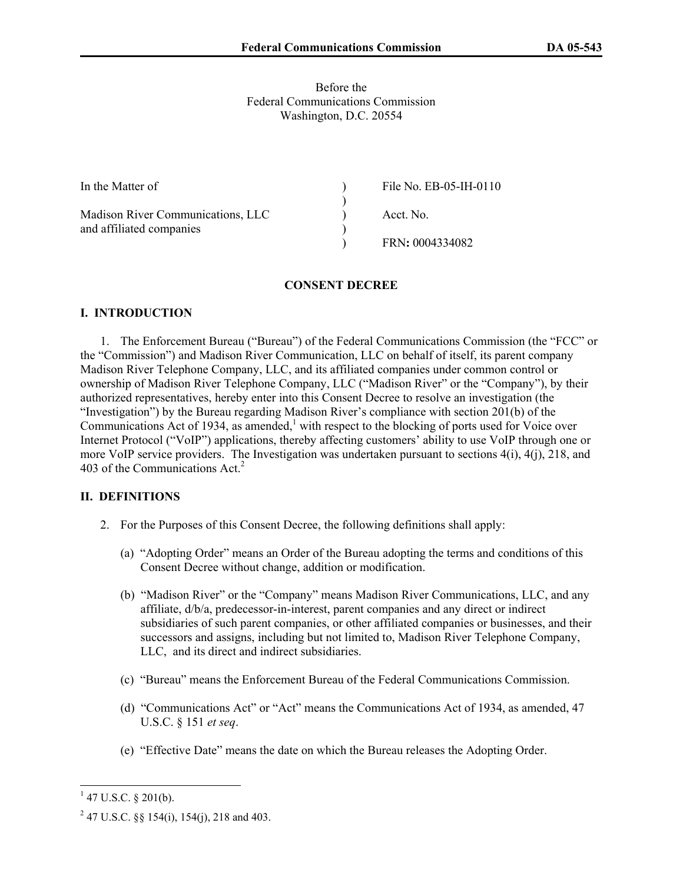Before the
Federal Communications Commission
Washington, D.C. 20554

| | | |
|---|---|---|
| In the Matter of | ) | File No. EB-05-IH-0110 |
| | ) | |
| Madison River Communications, LLC and affiliated companies | ) | Acct. No. |
| | ) | |
| | ) | FRN: 0004334082 |

## CONSENT DECREE

## I. INTRODUCTION

1. The Enforcement Bureau ("Bureau") of the Federal Communications Commission (the "FCC" or the "Commission") and Madison River Communication, LLC on behalf of itself, its parent company Madison River Telephone Company, LLC, and its affiliated companies under common control or ownership of Madison River Telephone Company, LLC ("Madison River" or the "Company"), by their authorized representatives, hereby enter into this Consent Decree to resolve an investigation (the "Investigation") by the Bureau regarding Madison River's compliance with section 201(b) of the Communications Act of 1934, as amended,[1] with respect to the blocking of ports used for Voice over Internet Protocol ("VoIP") applications, thereby affecting customers' ability to use VoIP through one or more VoIP service providers. The Investigation was undertaken pursuant to sections 4(i), 4(j), 218, and 403 of the Communications Act.[2]

## II. DEFINITIONS

2. For the Purposes of this Consent Decree, the following definitions shall apply:

(a) "Adopting Order" means an Order of the Bureau adopting the terms and conditions of this Consent Decree without change, addition or modification.

(b) "Madison River" or the "Company" means Madison River Communications, LLC, and any affiliate, d/b/a, predecessor-in-interest, parent companies and any direct or indirect subsidiaries of such parent companies, or other affiliated companies or businesses, and their successors and assigns, including but not limited to, Madison River Telephone Company, LLC, and its direct and indirect subsidiaries.

(c) "Bureau" means the Enforcement Bureau of the Federal Communications Commission.

(d) "Communications Act" or "Act" means the Communications Act of 1934, as amended, 47 U.S.C. § 151 *et seq*.

(e) "Effective Date" means the date on which the Bureau releases the Adopting Order.

---

[1] 47 U.S.C. § 201(b).

[2] 47 U.S.C. §§ 154(i), 154(j), 218 and 403.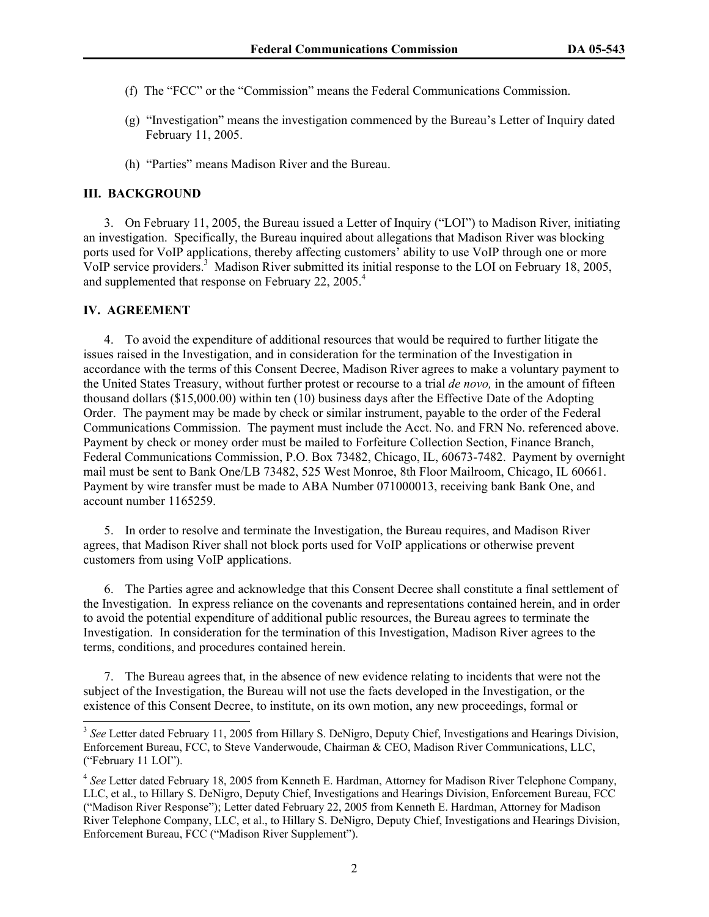(f) The "FCC" or the "Commission" means the Federal Communications Commission.

(g) "Investigation" means the investigation commenced by the Bureau's Letter of Inquiry dated February 11, 2005.

(h) "Parties" means Madison River and the Bureau.

## III. BACKGROUND

3. On February 11, 2005, the Bureau issued a Letter of Inquiry ("LOI") to Madison River, initiating an investigation. Specifically, the Bureau inquired about allegations that Madison River was blocking ports used for VoIP applications, thereby affecting customers' ability to use VoIP through one or more VoIP service providers.[3] Madison River submitted its initial response to the LOI on February 18, 2005, and supplemented that response on February 22, 2005.[4]

## IV. AGREEMENT

4. To avoid the expenditure of additional resources that would be required to further litigate the issues raised in the Investigation, and in consideration for the termination of the Investigation in accordance with the terms of this Consent Decree, Madison River agrees to make a voluntary payment to the United States Treasury, without further protest or recourse to a trial *de novo,* in the amount of fifteen thousand dollars ($15,000.00) within ten (10) business days after the Effective Date of the Adopting Order. The payment may be made by check or similar instrument, payable to the order of the Federal Communications Commission. The payment must include the Acct. No. and FRN No. referenced above. Payment by check or money order must be mailed to Forfeiture Collection Section, Finance Branch, Federal Communications Commission, P.O. Box 73482, Chicago, IL, 60673-7482. Payment by overnight mail must be sent to Bank One/LB 73482, 525 West Monroe, 8th Floor Mailroom, Chicago, IL 60661. Payment by wire transfer must be made to ABA Number 071000013, receiving bank Bank One, and account number 1165259.

5. In order to resolve and terminate the Investigation, the Bureau requires, and Madison River agrees, that Madison River shall not block ports used for VoIP applications or otherwise prevent customers from using VoIP applications.

6. The Parties agree and acknowledge that this Consent Decree shall constitute a final settlement of the Investigation. In express reliance on the covenants and representations contained herein, and in order to avoid the potential expenditure of additional public resources, the Bureau agrees to terminate the Investigation. In consideration for the termination of this Investigation, Madison River agrees to the terms, conditions, and procedures contained herein.

7. The Bureau agrees that, in the absence of new evidence relating to incidents that were not the subject of the Investigation, the Bureau will not use the facts developed in the Investigation, or the existence of this Consent Decree, to institute, on its own motion, any new proceedings, formal or

---

[3] *See* Letter dated February 11, 2005 from Hillary S. DeNigro, Deputy Chief, Investigations and Hearings Division, Enforcement Bureau, FCC, to Steve Vanderwoude, Chairman & CEO, Madison River Communications, LLC, ("February 11 LOI").

[4] *See* Letter dated February 18, 2005 from Kenneth E. Hardman, Attorney for Madison River Telephone Company, LLC, et al., to Hillary S. DeNigro, Deputy Chief, Investigations and Hearings Division, Enforcement Bureau, FCC ("Madison River Response"); Letter dated February 22, 2005 from Kenneth E. Hardman, Attorney for Madison River Telephone Company, LLC, et al., to Hillary S. DeNigro, Deputy Chief, Investigations and Hearings Division, Enforcement Bureau, FCC ("Madison River Supplement").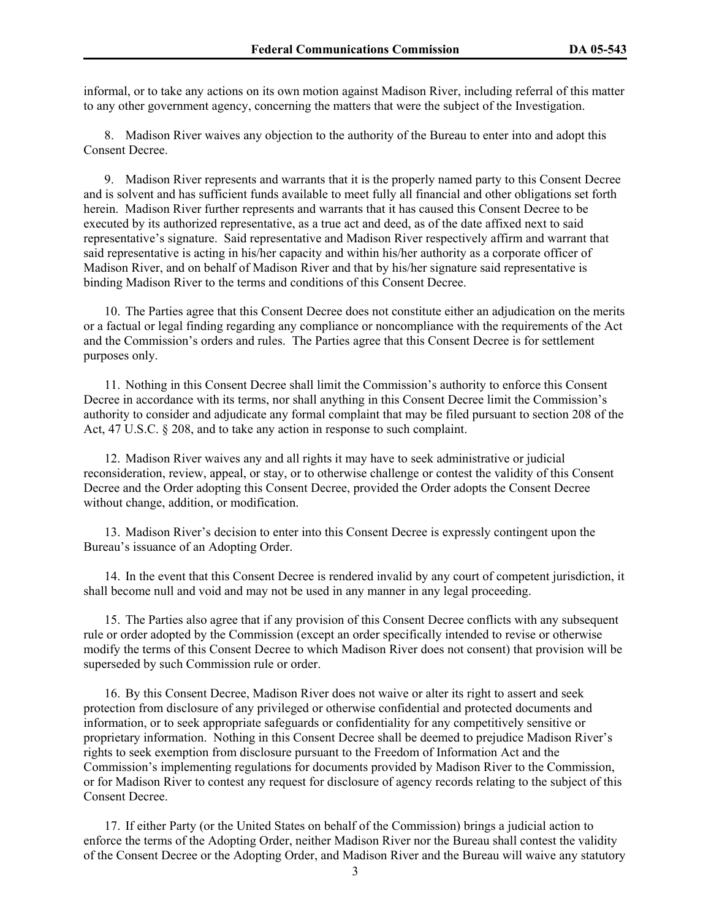informal, or to take any actions on its own motion against Madison River, including referral of this matter to any other government agency, concerning the matters that were the subject of the Investigation.

8. Madison River waives any objection to the authority of the Bureau to enter into and adopt this Consent Decree.

9. Madison River represents and warrants that it is the properly named party to this Consent Decree and is solvent and has sufficient funds available to meet fully all financial and other obligations set forth herein. Madison River further represents and warrants that it has caused this Consent Decree to be executed by its authorized representative, as a true act and deed, as of the date affixed next to said representative's signature. Said representative and Madison River respectively affirm and warrant that said representative is acting in his/her capacity and within his/her authority as a corporate officer of Madison River, and on behalf of Madison River and that by his/her signature said representative is binding Madison River to the terms and conditions of this Consent Decree.

10. The Parties agree that this Consent Decree does not constitute either an adjudication on the merits or a factual or legal finding regarding any compliance or noncompliance with the requirements of the Act and the Commission's orders and rules. The Parties agree that this Consent Decree is for settlement purposes only.

11. Nothing in this Consent Decree shall limit the Commission's authority to enforce this Consent Decree in accordance with its terms, nor shall anything in this Consent Decree limit the Commission's authority to consider and adjudicate any formal complaint that may be filed pursuant to section 208 of the Act, 47 U.S.C. § 208, and to take any action in response to such complaint.

12. Madison River waives any and all rights it may have to seek administrative or judicial reconsideration, review, appeal, or stay, or to otherwise challenge or contest the validity of this Consent Decree and the Order adopting this Consent Decree, provided the Order adopts the Consent Decree without change, addition, or modification.

13. Madison River's decision to enter into this Consent Decree is expressly contingent upon the Bureau's issuance of an Adopting Order.

14. In the event that this Consent Decree is rendered invalid by any court of competent jurisdiction, it shall become null and void and may not be used in any manner in any legal proceeding.

15. The Parties also agree that if any provision of this Consent Decree conflicts with any subsequent rule or order adopted by the Commission (except an order specifically intended to revise or otherwise modify the terms of this Consent Decree to which Madison River does not consent) that provision will be superseded by such Commission rule or order.

16. By this Consent Decree, Madison River does not waive or alter its right to assert and seek protection from disclosure of any privileged or otherwise confidential and protected documents and information, or to seek appropriate safeguards or confidentiality for any competitively sensitive or proprietary information. Nothing in this Consent Decree shall be deemed to prejudice Madison River's rights to seek exemption from disclosure pursuant to the Freedom of Information Act and the Commission's implementing regulations for documents provided by Madison River to the Commission, or for Madison River to contest any request for disclosure of agency records relating to the subject of this Consent Decree.

17. If either Party (or the United States on behalf of the Commission) brings a judicial action to enforce the terms of the Adopting Order, neither Madison River nor the Bureau shall contest the validity of the Consent Decree or the Adopting Order, and Madison River and the Bureau will waive any statutory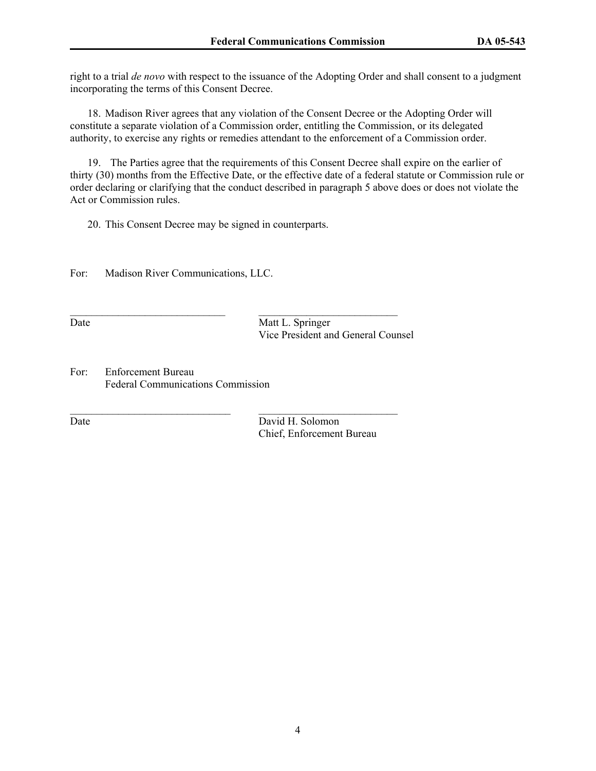right to a trial *de novo* with respect to the issuance of the Adopting Order and shall consent to a judgment incorporating the terms of this Consent Decree.

18. Madison River agrees that any violation of the Consent Decree or the Adopting Order will constitute a separate violation of a Commission order, entitling the Commission, or its delegated authority, to exercise any rights or remedies attendant to the enforcement of a Commission order.

19. The Parties agree that the requirements of this Consent Decree shall expire on the earlier of thirty (30) months from the Effective Date, or the effective date of a federal statute or Commission rule or order declaring or clarifying that the conduct described in paragraph 5 above does or does not violate the Act or Commission rules.

20. This Consent Decree may be signed in counterparts.

For: Madison River Communications, LLC.

______________________________ ______________________________
Date Matt L. Springer
Vice President and General Counsel

For: Enforcement Bureau
Federal Communications Commission

______________________________ ______________________________
Date David H. Solomon
Chief, Enforcement Bureau